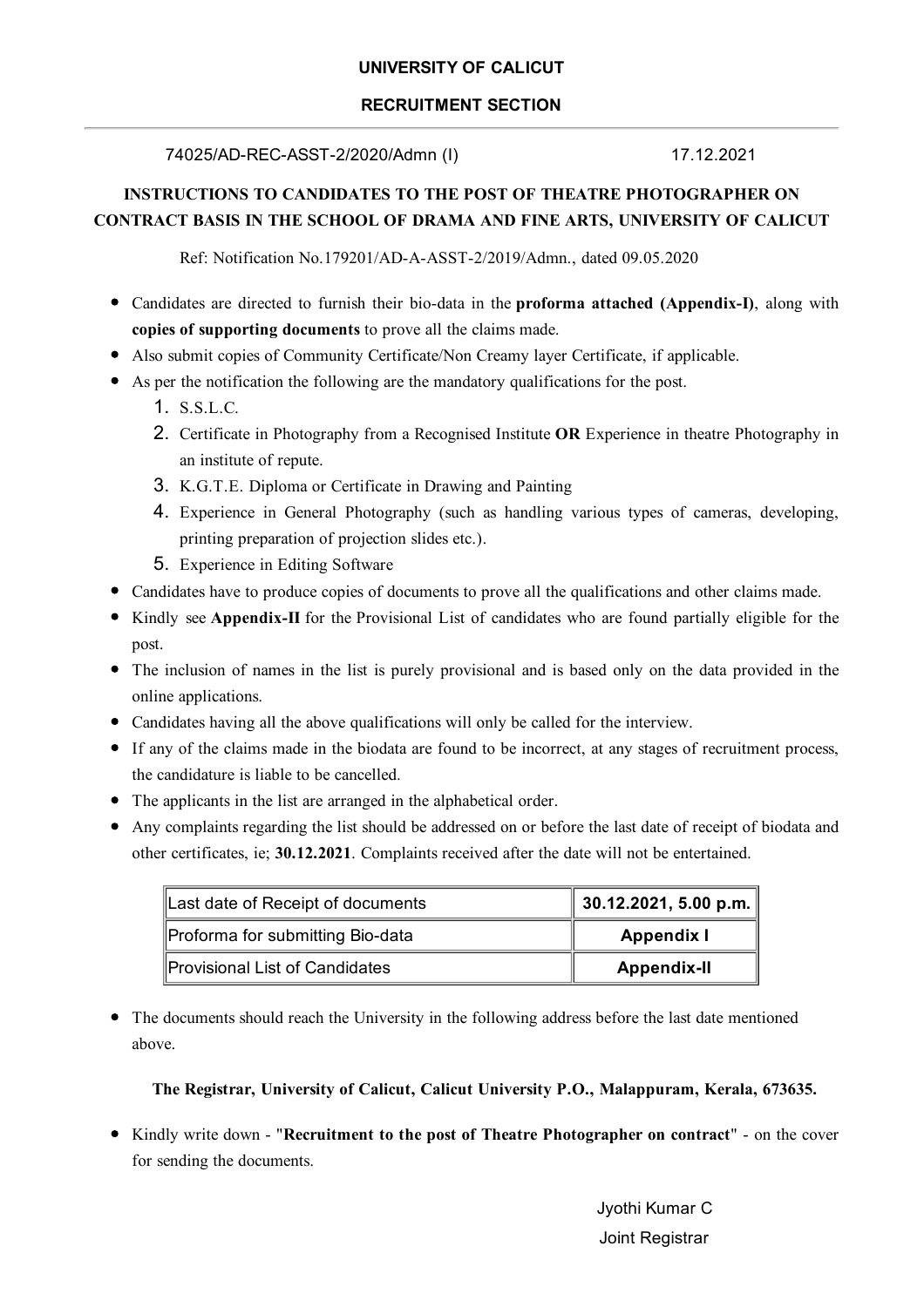**UNIVERSITY OF CALICUT**

**RECRUITMENT SECTION**

---

74025/AD-REC-ASST-2/2020/Admn (I) 17.12.2021

**INSTRUCTIONS TO CANDIDATES TO THE POST OF THEATRE PHOTOGRAPHER ON CONTRACT BASIS IN THE SCHOOL OF DRAMA AND FINE ARTS, UNIVERSITY OF CALICUT**

Ref: Notification No.179201/AD-A-ASST-2/2019/Admn., dated 09.05.2020

- Candidates are directed to furnish their bio-data in the **proforma attached (Appendix-I)**, along with **copies of supporting documents** to prove all the claims made.
- Also submit copies of Community Certificate/Non Creamy layer Certificate, if applicable.
- As per the notification the following are the mandatory qualifications for the post.
    1. S.S.L.C.
    2. Certificate in Photography from a Recognised Institute **OR** Experience in theatre Photography in an institute of repute.
    3. K.G.T.E. Diploma or Certificate in Drawing and Painting
    4. Experience in General Photography (such as handling various types of cameras, developing, printing preparation of projection slides etc.).
    5. Experience in Editing Software
- Candidates have to produce copies of documents to prove all the qualifications and other claims made.
- Kindly see **Appendix-II** for the Provisional List of candidates who are found partially eligible for the post.
- The inclusion of names in the list is purely provisional and is based only on the data provided in the online applications.
- Candidates having all the above qualifications will only be called for the interview.
- If any of the claims made in the biodata are found to be incorrect, at any stages of recruitment process, the candidature is liable to be cancelled.
- The applicants in the list are arranged in the alphabetical order.
- Any complaints regarding the list should be addressed on or before the last date of receipt of biodata and other certificates, ie; **30.12.2021**. Complaints received after the date will not be entertained.

| Last date of Receipt of documents | **30.12.2021, 5.00 p.m.** |
|---|---|
| Proforma for submitting Bio-data | **Appendix I** |
| Provisional List of Candidates | **Appendix-II** |

- The documents should reach the University in the following address before the last date mentioned above.

**The Registrar, University of Calicut, Calicut University P.O., Malappuram, Kerala, 673635.**

- Kindly write down - "**Recruitment to the post of Theatre Photographer on contract**" - on the cover for sending the documents.

Jyothi Kumar C
Joint Registrar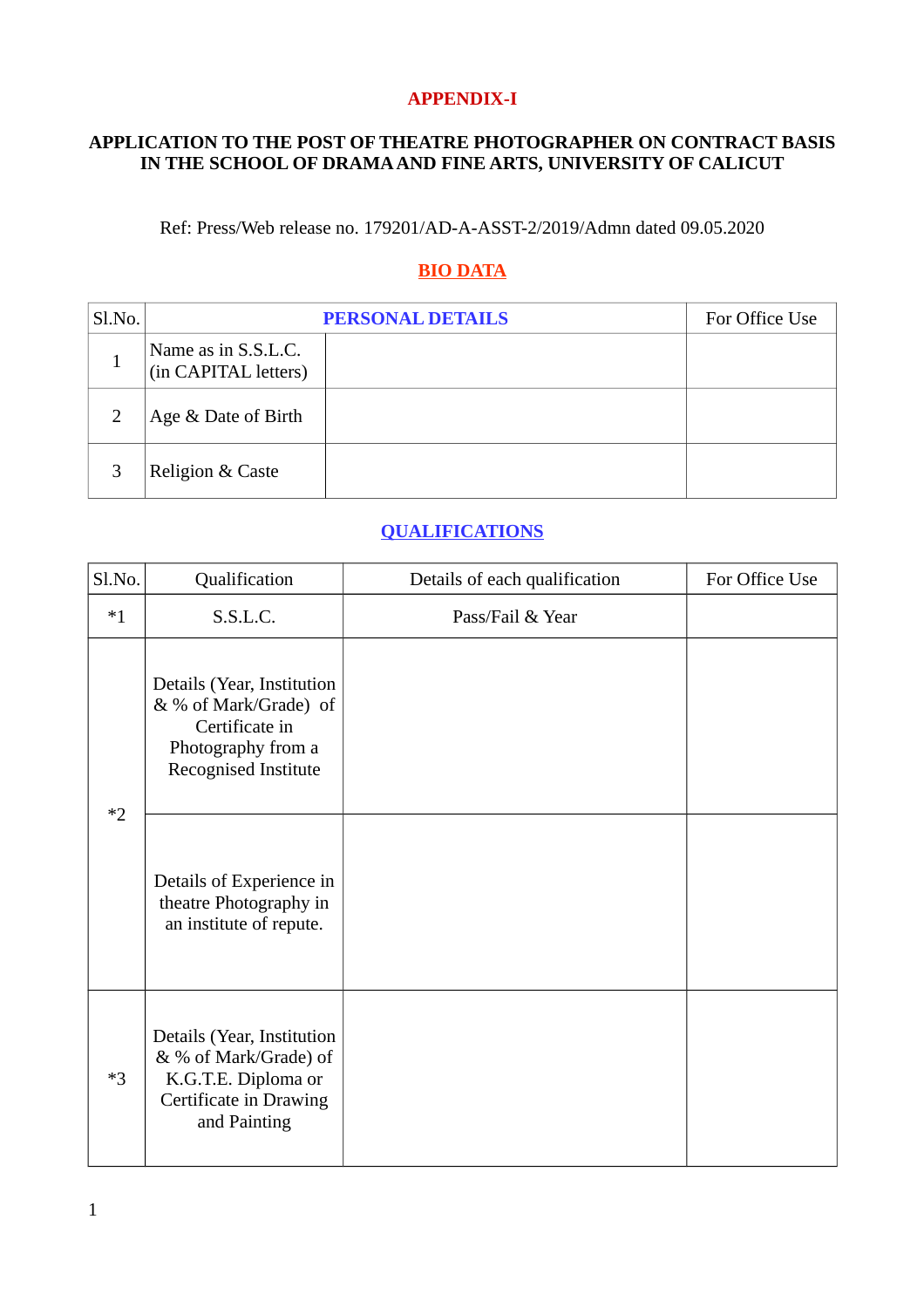# APPENDIX-I

## APPLICATION TO THE POST OF THEATRE PHOTOGRAPHER ON CONTRACT BASIS IN THE SCHOOL OF DRAMA AND FINE ARTS, UNIVERSITY OF CALICUT

Ref: Press/Web release no. 179201/AD-A-ASST-2/2019/Admn dated 09.05.2020

### BIO DATA

| Sl.No. | PERSONAL DETAILS | | For Office Use |
|---|---|---|---|
| 1 | Name as in S.S.L.C. (in CAPITAL letters) | | |
| 2 | Age & Date of Birth | | |
| 3 | Religion & Caste | | |

### QUALIFICATIONS

| Sl.No. | Qualification | Details of each qualification | For Office Use |
|---|---|---|---|
| *1 | S.S.L.C. | Pass/Fail & Year | |
| *2 | Details (Year, Institution & % of Mark/Grade) of Certificate in Photography from a Recognised Institute | | |
| | Details of Experience in theatre Photography in an institute of repute. | | |
| *3 | Details (Year, Institution & % of Mark/Grade) of K.G.T.E. Diploma or Certificate in Drawing and Painting | | |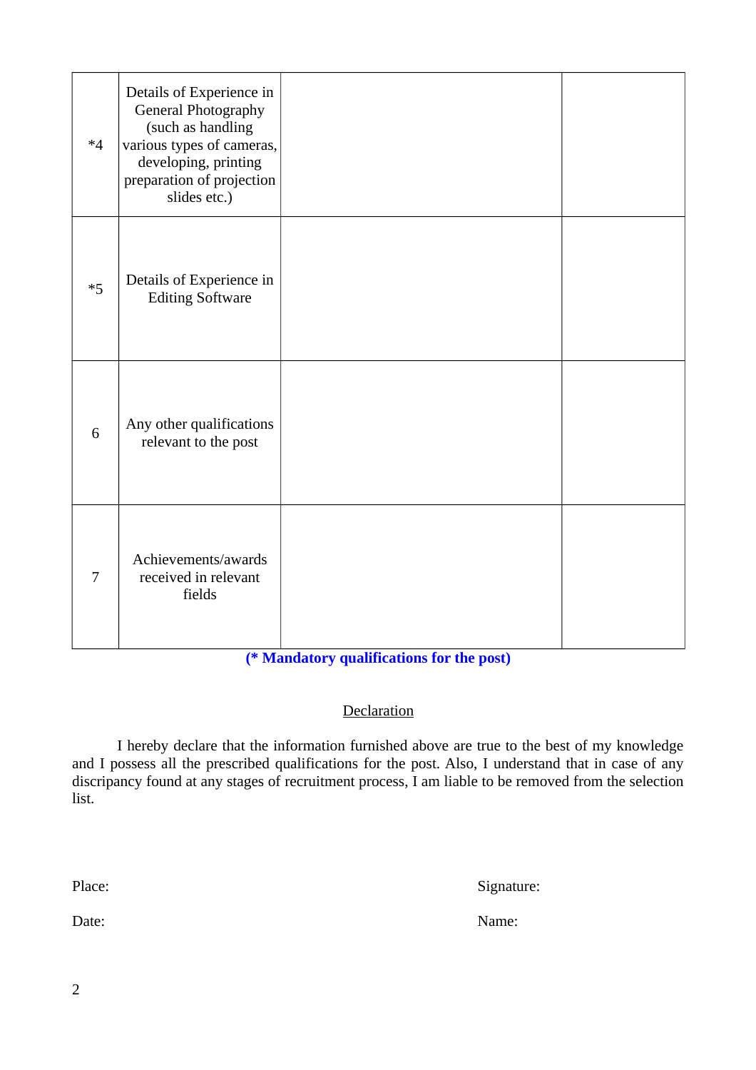| | | | |
|---|---|---|---|
| *4 | Details of Experience in General Photography (such as handling various types of cameras, developing, printing preparation of projection slides etc.) | | |
| *5 | Details of Experience in Editing Software | | |
| 6 | Any other qualifications relevant to the post | | |
| 7 | Achievements/awards received in relevant fields | | |

**(* Mandatory qualifications for the post)**

<u>Declaration</u>

I hereby declare that the information furnished above are true to the best of my knowledge and I possess all the prescribed qualifications for the post. Also, I understand that in case of any discripancy found at any stages of recruitment process, I am liable to be removed from the selection list.

Place: Signature:

Date: Name: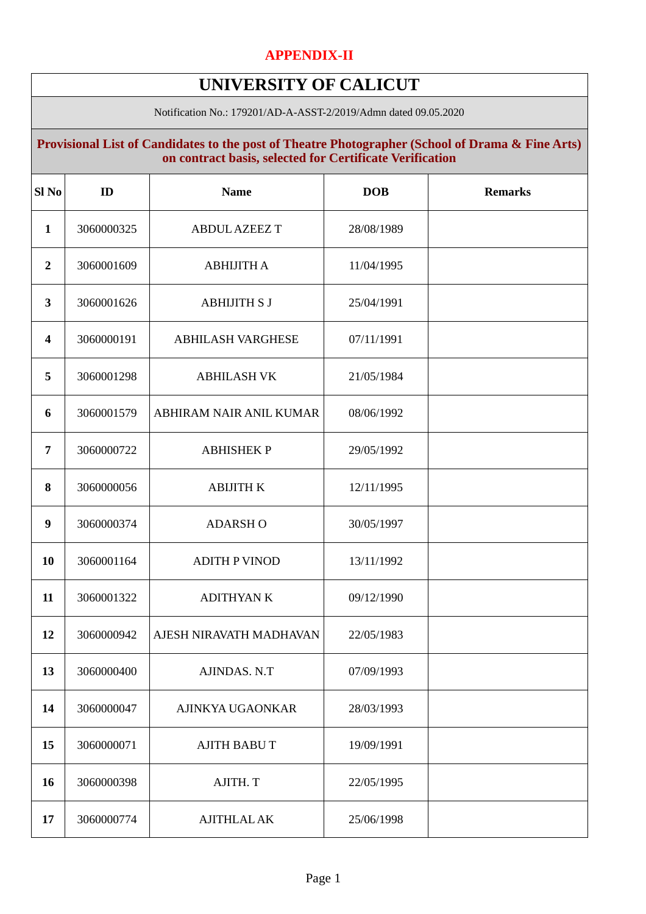**APPENDIX-II**

# UNIVERSITY OF CALICUT

Notification No.: 179201/AD-A-ASST-2/2019/Admn dated 09.05.2020

**Provisional List of Candidates to the post of Theatre Photographer (School of Drama & Fine Arts) on contract basis, selected for Certificate Verification**

| Sl No | ID | Name | DOB | Remarks |
|---|---|---|---|---|
| **1** | 3060000325 | ABDUL AZEEZ T | 28/08/1989 | |
| **2** | 3060001609 | ABHIJITH A | 11/04/1995 | |
| **3** | 3060001626 | ABHIJITH S J | 25/04/1991 | |
| **4** | 3060000191 | ABHILASH VARGHESE | 07/11/1991 | |
| **5** | 3060001298 | ABHILASH VK | 21/05/1984 | |
| **6** | 3060001579 | ABHIRAM NAIR ANIL KUMAR | 08/06/1992 | |
| **7** | 3060000722 | ABHISHEK P | 29/05/1992 | |
| **8** | 3060000056 | ABIJITH K | 12/11/1995 | |
| **9** | 3060000374 | ADARSH O | 30/05/1997 | |
| **10** | 3060001164 | ADITH P VINOD | 13/11/1992 | |
| **11** | 3060001322 | ADITHYAN K | 09/12/1990 | |
| **12** | 3060000942 | AJESH NIRAVATH MADHAVAN | 22/05/1983 | |
| **13** | 3060000400 | AJINDAS. N.T | 07/09/1993 | |
| **14** | 3060000047 | AJINKYA UGAONKAR | 28/03/1993 | |
| **15** | 3060000071 | AJITH BABU T | 19/09/1991 | |
| **16** | 3060000398 | AJITH. T | 22/05/1995 | |
| **17** | 3060000774 | AJITHLAL AK | 25/06/1998 | |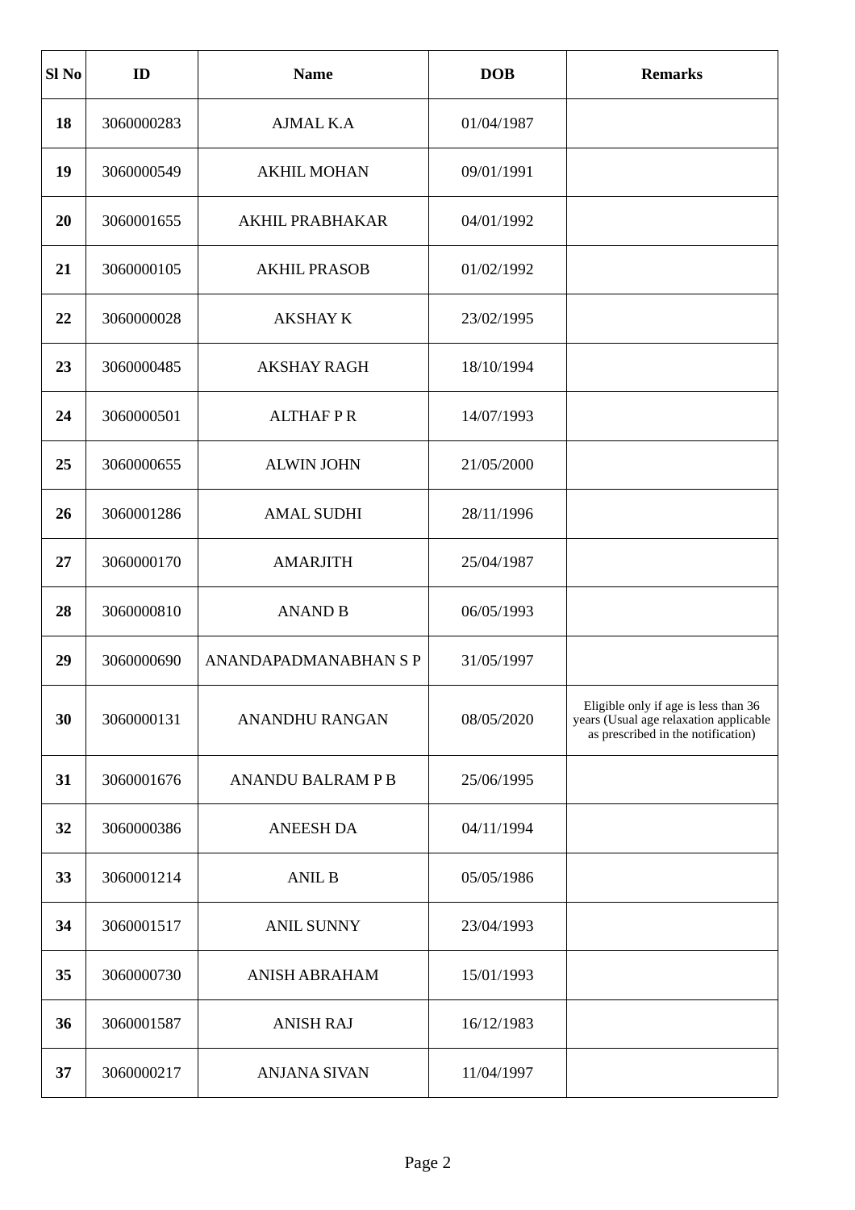| Sl No | ID | Name | DOB | Remarks |
|---|---|---|---|---|
| **18** | 3060000283 | AJMAL K.A | 01/04/1987 | |
| **19** | 3060000549 | AKHIL MOHAN | 09/01/1991 | |
| **20** | 3060001655 | AKHIL PRABHAKAR | 04/01/1992 | |
| **21** | 3060000105 | AKHIL PRASOB | 01/02/1992 | |
| **22** | 3060000028 | AKSHAY K | 23/02/1995 | |
| **23** | 3060000485 | AKSHAY RAGH | 18/10/1994 | |
| **24** | 3060000501 | ALTHAF P R | 14/07/1993 | |
| **25** | 3060000655 | ALWIN JOHN | 21/05/2000 | |
| **26** | 3060001286 | AMAL SUDHI | 28/11/1996 | |
| **27** | 3060000170 | AMARJITH | 25/04/1987 | |
| **28** | 3060000810 | ANAND B | 06/05/1993 | |
| **29** | 3060000690 | ANANDAPADMANABHAN S P | 31/05/1997 | |
| **30** | 3060000131 | ANANDHU RANGAN | 08/05/2020 | Eligible only if age is less than 36 years (Usual age relaxation applicable as prescribed in the notification) |
| **31** | 3060001676 | ANANDU BALRAM P B | 25/06/1995 | |
| **32** | 3060000386 | ANEESH DA | 04/11/1994 | |
| **33** | 3060001214 | ANIL B | 05/05/1986 | |
| **34** | 3060001517 | ANIL SUNNY | 23/04/1993 | |
| **35** | 3060000730 | ANISH ABRAHAM | 15/01/1993 | |
| **36** | 3060001587 | ANISH RAJ | 16/12/1983 | |
| **37** | 3060000217 | ANJANA SIVAN | 11/04/1997 | |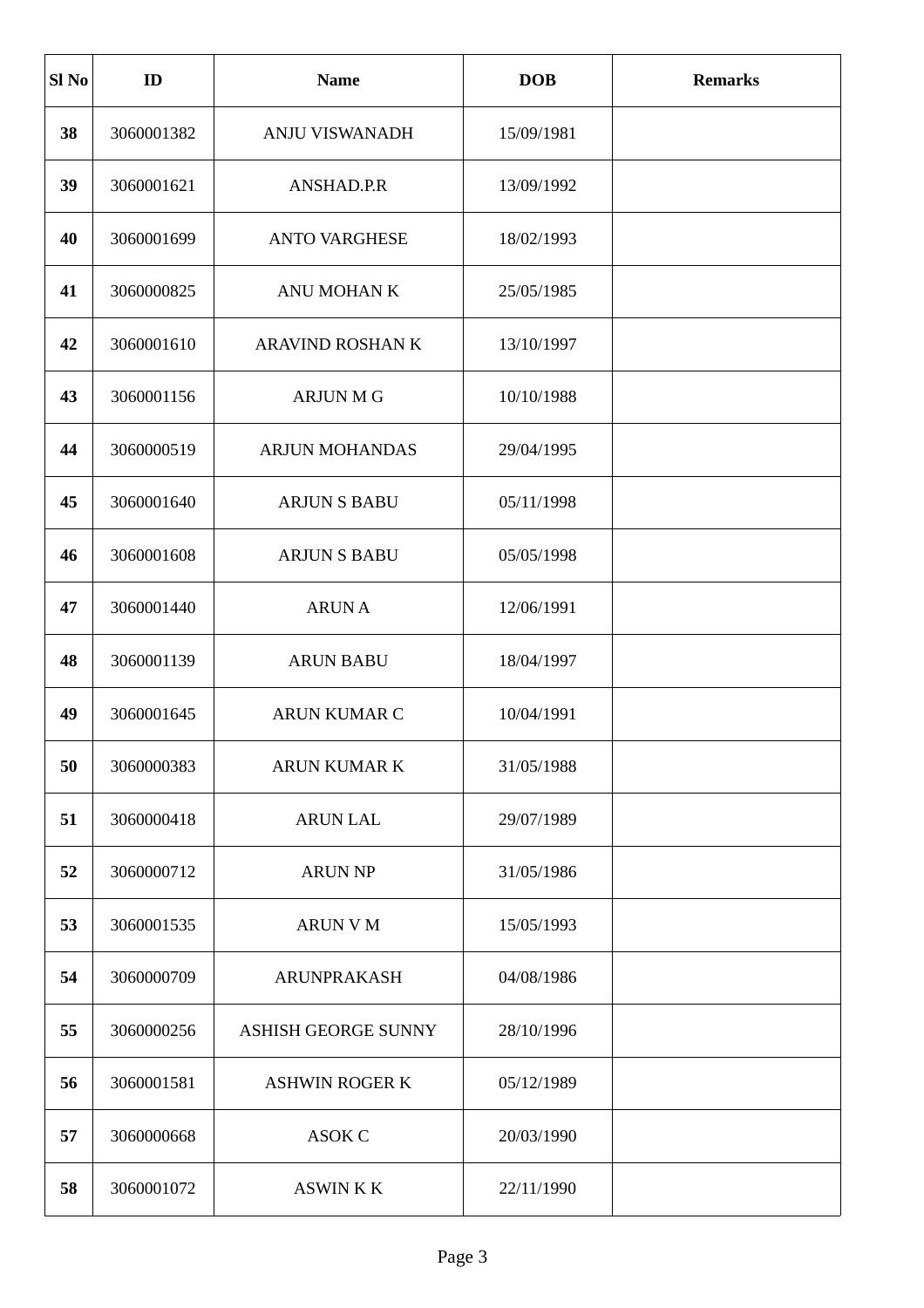| Sl No | ID | Name | DOB | Remarks |
|---|---|---|---|---|
| **38** | 3060001382 | ANJU VISWANADH | 15/09/1981 | |
| **39** | 3060001621 | ANSHAD.P.R | 13/09/1992 | |
| **40** | 3060001699 | ANTO VARGHESE | 18/02/1993 | |
| **41** | 3060000825 | ANU MOHAN K | 25/05/1985 | |
| **42** | 3060001610 | ARAVIND ROSHAN K | 13/10/1997 | |
| **43** | 3060001156 | ARJUN M G | 10/10/1988 | |
| **44** | 3060000519 | ARJUN MOHANDAS | 29/04/1995 | |
| **45** | 3060001640 | ARJUN S BABU | 05/11/1998 | |
| **46** | 3060001608 | ARJUN S BABU | 05/05/1998 | |
| **47** | 3060001440 | ARUN A | 12/06/1991 | |
| **48** | 3060001139 | ARUN BABU | 18/04/1997 | |
| **49** | 3060001645 | ARUN KUMAR C | 10/04/1991 | |
| **50** | 3060000383 | ARUN KUMAR K | 31/05/1988 | |
| **51** | 3060000418 | ARUN LAL | 29/07/1989 | |
| **52** | 3060000712 | ARUN NP | 31/05/1986 | |
| **53** | 3060001535 | ARUN V M | 15/05/1993 | |
| **54** | 3060000709 | ARUNPRAKASH | 04/08/1986 | |
| **55** | 3060000256 | ASHISH GEORGE SUNNY | 28/10/1996 | |
| **56** | 3060001581 | ASHWIN ROGER K | 05/12/1989 | |
| **57** | 3060000668 | ASOK C | 20/03/1990 | |
| **58** | 3060001072 | ASWIN K K | 22/11/1990 | |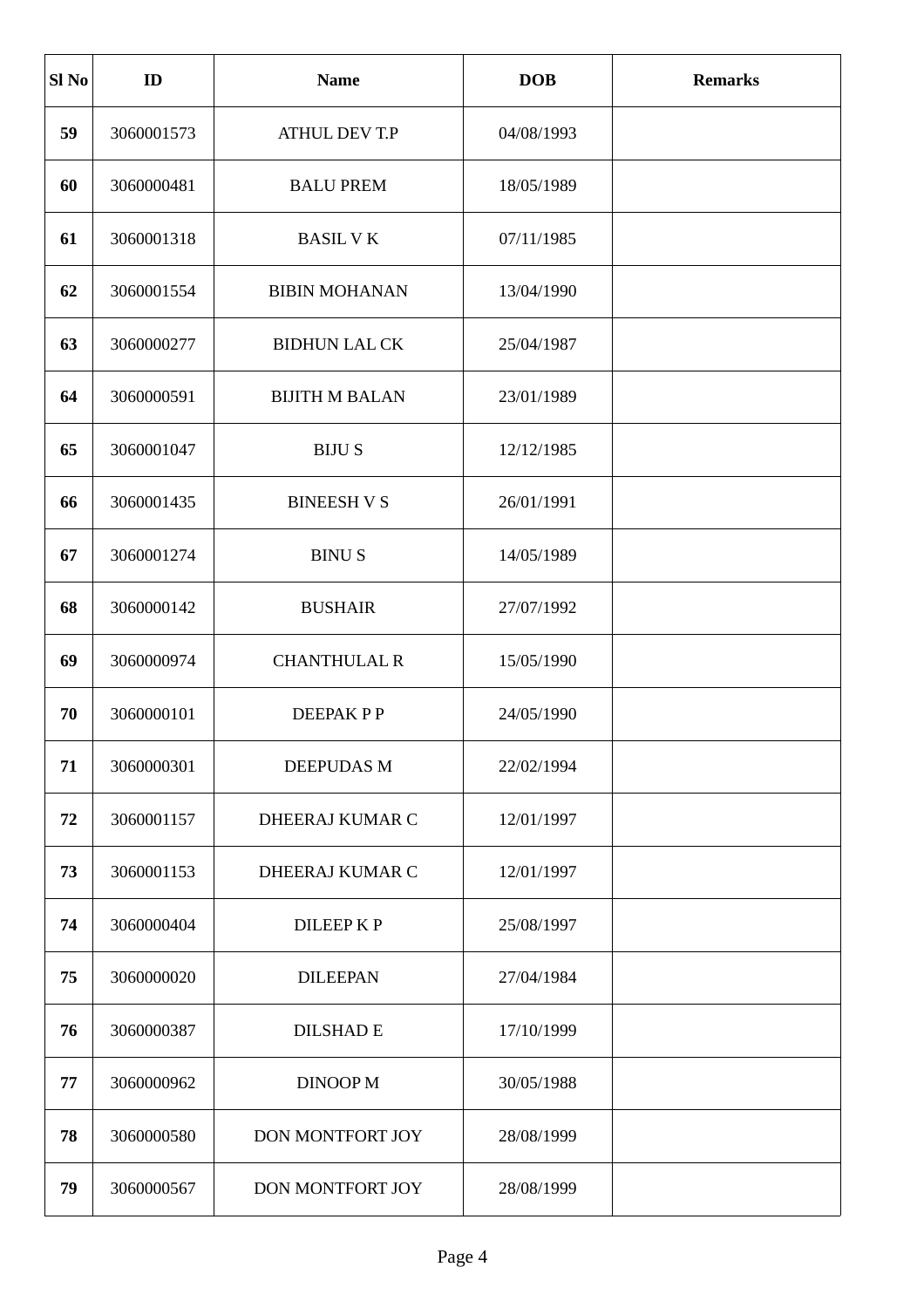| Sl No | ID | Name | DOB | Remarks |
|---|---|---|---|---|
| **59** | 3060001573 | ATHUL DEV T.P | 04/08/1993 | |
| **60** | 3060000481 | BALU PREM | 18/05/1989 | |
| **61** | 3060001318 | BASIL V K | 07/11/1985 | |
| **62** | 3060001554 | BIBIN MOHANAN | 13/04/1990 | |
| **63** | 3060000277 | BIDHUN LAL CK | 25/04/1987 | |
| **64** | 3060000591 | BIJITH M BALAN | 23/01/1989 | |
| **65** | 3060001047 | BIJU S | 12/12/1985 | |
| **66** | 3060001435 | BINEESH V S | 26/01/1991 | |
| **67** | 3060001274 | BINU S | 14/05/1989 | |
| **68** | 3060000142 | BUSHAIR | 27/07/1992 | |
| **69** | 3060000974 | CHANTHULAL R | 15/05/1990 | |
| **70** | 3060000101 | DEEPAK P P | 24/05/1990 | |
| **71** | 3060000301 | DEEPUDAS M | 22/02/1994 | |
| **72** | 3060001157 | DHEERAJ KUMAR C | 12/01/1997 | |
| **73** | 3060001153 | DHEERAJ KUMAR C | 12/01/1997 | |
| **74** | 3060000404 | DILEEP K P | 25/08/1997 | |
| **75** | 3060000020 | DILEEPAN | 27/04/1984 | |
| **76** | 3060000387 | DILSHAD E | 17/10/1999 | |
| **77** | 3060000962 | DINOOP M | 30/05/1988 | |
| **78** | 3060000580 | DON MONTFORT JOY | 28/08/1999 | |
| **79** | 3060000567 | DON MONTFORT JOY | 28/08/1999 | |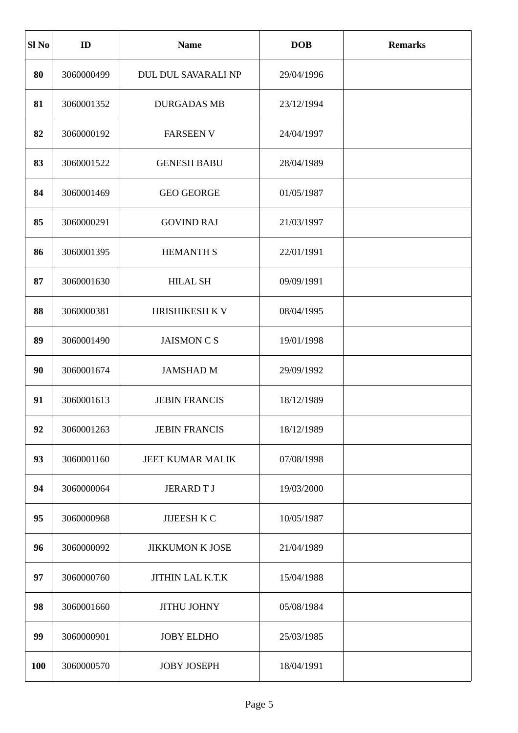| Sl No | ID | Name | DOB | Remarks |
|---|---|---|---|---|
| **80** | 3060000499 | DUL DUL SAVARALI NP | 29/04/1996 | |
| **81** | 3060001352 | DURGADAS MB | 23/12/1994 | |
| **82** | 3060000192 | FARSEEN V | 24/04/1997 | |
| **83** | 3060001522 | GENESH BABU | 28/04/1989 | |
| **84** | 3060001469 | GEO GEORGE | 01/05/1987 | |
| **85** | 3060000291 | GOVIND RAJ | 21/03/1997 | |
| **86** | 3060001395 | HEMANTH S | 22/01/1991 | |
| **87** | 3060001630 | HILAL SH | 09/09/1991 | |
| **88** | 3060000381 | HRISHIKESH K V | 08/04/1995 | |
| **89** | 3060001490 | JAISMON C S | 19/01/1998 | |
| **90** | 3060001674 | JAMSHAD M | 29/09/1992 | |
| **91** | 3060001613 | JEBIN FRANCIS | 18/12/1989 | |
| **92** | 3060001263 | JEBIN FRANCIS | 18/12/1989 | |
| **93** | 3060001160 | JEET KUMAR MALIK | 07/08/1998 | |
| **94** | 3060000064 | JERARD T J | 19/03/2000 | |
| **95** | 3060000968 | JIJEESH K C | 10/05/1987 | |
| **96** | 3060000092 | JIKKUMON K JOSE | 21/04/1989 | |
| **97** | 3060000760 | JITHIN LAL K.T.K | 15/04/1988 | |
| **98** | 3060001660 | JITHU JOHNY | 05/08/1984 | |
| **99** | 3060000901 | JOBY ELDHO | 25/03/1985 | |
| **100** | 3060000570 | JOBY JOSEPH | 18/04/1991 | |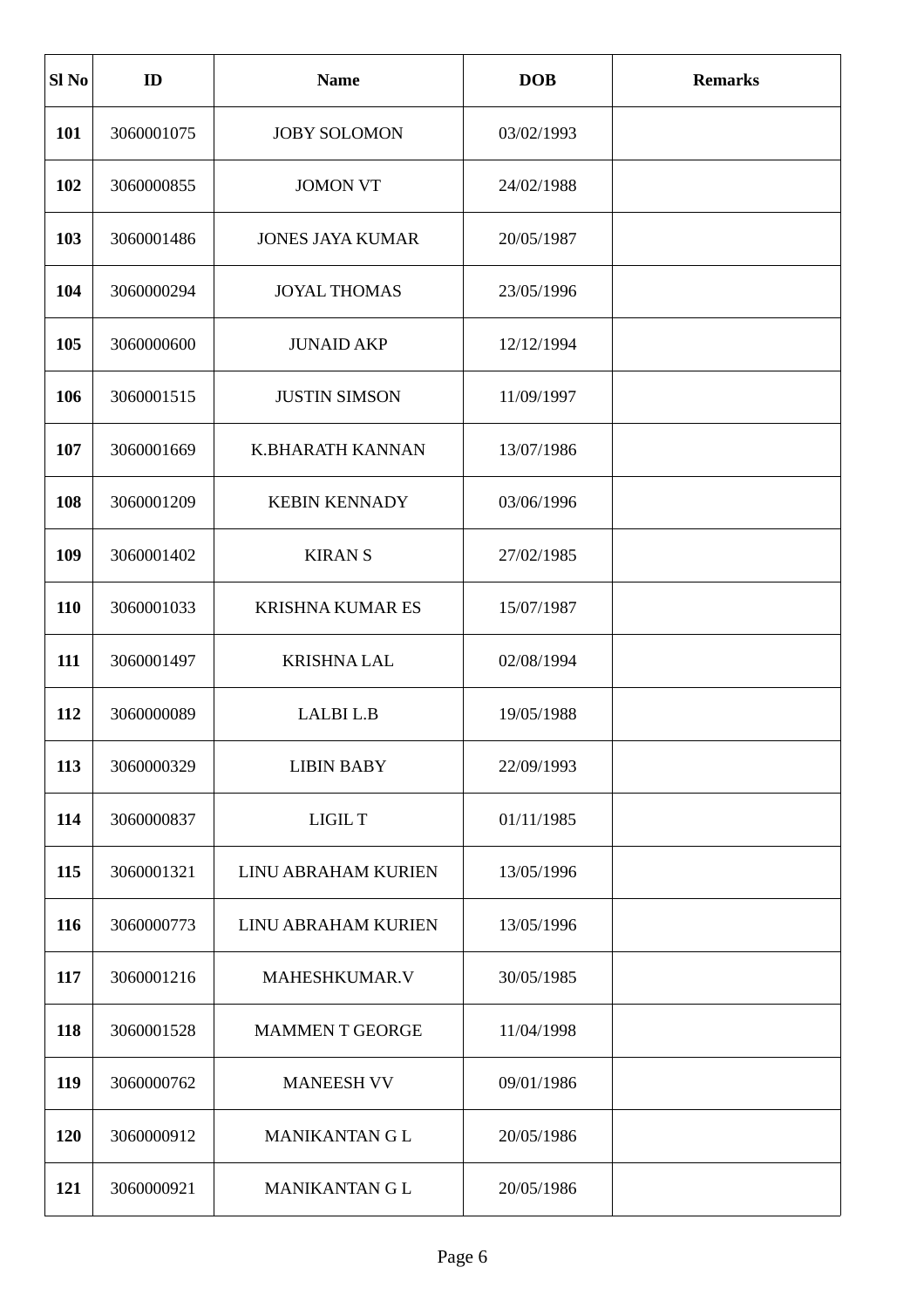| Sl No | ID | Name | DOB | Remarks |
|---|---|---|---|---|
| **101** | 3060001075 | JOBY SOLOMON | 03/02/1993 | |
| **102** | 3060000855 | JOMON VT | 24/02/1988 | |
| **103** | 3060001486 | JONES JAYA KUMAR | 20/05/1987 | |
| **104** | 3060000294 | JOYAL THOMAS | 23/05/1996 | |
| **105** | 3060000600 | JUNAID AKP | 12/12/1994 | |
| **106** | 3060001515 | JUSTIN SIMSON | 11/09/1997 | |
| **107** | 3060001669 | K.BHARATH KANNAN | 13/07/1986 | |
| **108** | 3060001209 | KEBIN KENNADY | 03/06/1996 | |
| **109** | 3060001402 | KIRAN S | 27/02/1985 | |
| **110** | 3060001033 | KRISHNA KUMAR ES | 15/07/1987 | |
| **111** | 3060001497 | KRISHNA LAL | 02/08/1994 | |
| **112** | 3060000089 | LALBI L.B | 19/05/1988 | |
| **113** | 3060000329 | LIBIN BABY | 22/09/1993 | |
| **114** | 3060000837 | LIGIL T | 01/11/1985 | |
| **115** | 3060001321 | LINU ABRAHAM KURIEN | 13/05/1996 | |
| **116** | 3060000773 | LINU ABRAHAM KURIEN | 13/05/1996 | |
| **117** | 3060001216 | MAHESHKUMAR.V | 30/05/1985 | |
| **118** | 3060001528 | MAMMEN T GEORGE | 11/04/1998 | |
| **119** | 3060000762 | MANEESH VV | 09/01/1986 | |
| **120** | 3060000912 | MANIKANTAN G L | 20/05/1986 | |
| **121** | 3060000921 | MANIKANTAN G L | 20/05/1986 | |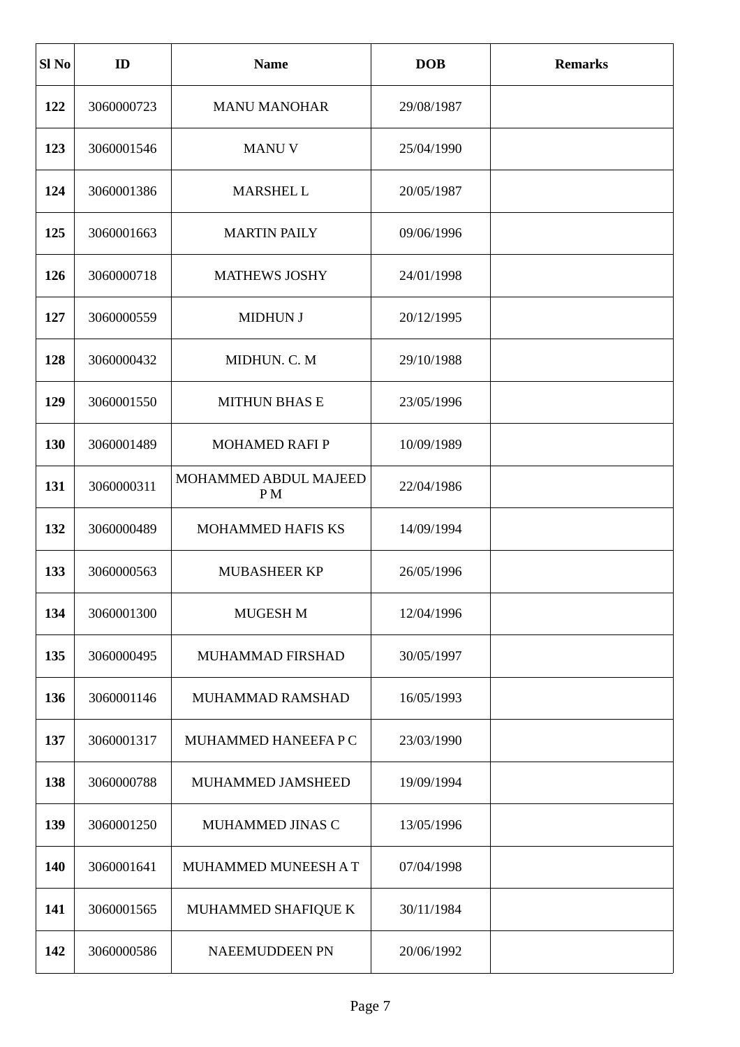| Sl No | ID | Name | DOB | Remarks |
|---|---|---|---|---|
| **122** | 3060000723 | MANU MANOHAR | 29/08/1987 | |
| **123** | 3060001546 | MANU V | 25/04/1990 | |
| **124** | 3060001386 | MARSHEL L | 20/05/1987 | |
| **125** | 3060001663 | MARTIN PAILY | 09/06/1996 | |
| **126** | 3060000718 | MATHEWS JOSHY | 24/01/1998 | |
| **127** | 3060000559 | MIDHUN J | 20/12/1995 | |
| **128** | 3060000432 | MIDHUN. C. M | 29/10/1988 | |
| **129** | 3060001550 | MITHUN BHAS E | 23/05/1996 | |
| **130** | 3060001489 | MOHAMED RAFI P | 10/09/1989 | |
| **131** | 3060000311 | MOHAMMED ABDUL MAJEED P M | 22/04/1986 | |
| **132** | 3060000489 | MOHAMMED HAFIS KS | 14/09/1994 | |
| **133** | 3060000563 | MUBASHEER KP | 26/05/1996 | |
| **134** | 3060001300 | MUGESH M | 12/04/1996 | |
| **135** | 3060000495 | MUHAMMAD FIRSHAD | 30/05/1997 | |
| **136** | 3060001146 | MUHAMMAD RAMSHAD | 16/05/1993 | |
| **137** | 3060001317 | MUHAMMED HANEEFA P C | 23/03/1990 | |
| **138** | 3060000788 | MUHAMMED JAMSHEED | 19/09/1994 | |
| **139** | 3060001250 | MUHAMMED JINAS C | 13/05/1996 | |
| **140** | 3060001641 | MUHAMMED MUNEESH A T | 07/04/1998 | |
| **141** | 3060001565 | MUHAMMED SHAFIQUE K | 30/11/1984 | |
| **142** | 3060000586 | NAEEMUDDEEN PN | 20/06/1992 | |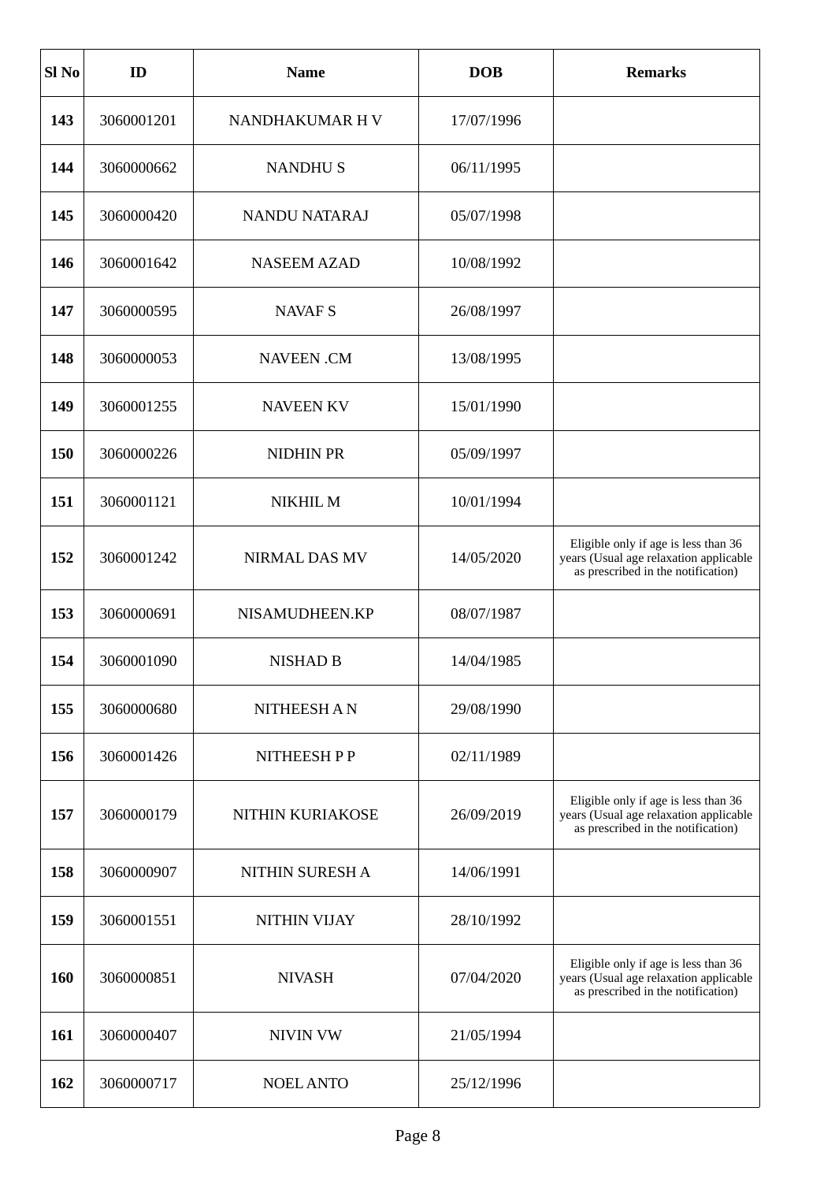| Sl No | ID | Name | DOB | Remarks |
|---|---|---|---|---|
| **143** | 3060001201 | NANDHAKUMAR H V | 17/07/1996 | |
| **144** | 3060000662 | NANDHU S | 06/11/1995 | |
| **145** | 3060000420 | NANDU NATARAJ | 05/07/1998 | |
| **146** | 3060001642 | NASEEM AZAD | 10/08/1992 | |
| **147** | 3060000595 | NAVAF S | 26/08/1997 | |
| **148** | 3060000053 | NAVEEN .CM | 13/08/1995 | |
| **149** | 3060001255 | NAVEEN KV | 15/01/1990 | |
| **150** | 3060000226 | NIDHIN PR | 05/09/1997 | |
| **151** | 3060001121 | NIKHIL M | 10/01/1994 | |
| **152** | 3060001242 | NIRMAL DAS MV | 14/05/2020 | Eligible only if age is less than 36 years (Usual age relaxation applicable as prescribed in the notification) |
| **153** | 3060000691 | NISAMUDHEEN.KP | 08/07/1987 | |
| **154** | 3060001090 | NISHAD B | 14/04/1985 | |
| **155** | 3060000680 | NITHEESH A N | 29/08/1990 | |
| **156** | 3060001426 | NITHEESH P P | 02/11/1989 | |
| **157** | 3060000179 | NITHIN KURIAKOSE | 26/09/2019 | Eligible only if age is less than 36 years (Usual age relaxation applicable as prescribed in the notification) |
| **158** | 3060000907 | NITHIN SURESH A | 14/06/1991 | |
| **159** | 3060001551 | NITHIN VIJAY | 28/10/1992 | |
| **160** | 3060000851 | NIVASH | 07/04/2020 | Eligible only if age is less than 36 years (Usual age relaxation applicable as prescribed in the notification) |
| **161** | 3060000407 | NIVIN VW | 21/05/1994 | |
| **162** | 3060000717 | NOEL ANTO | 25/12/1996 | |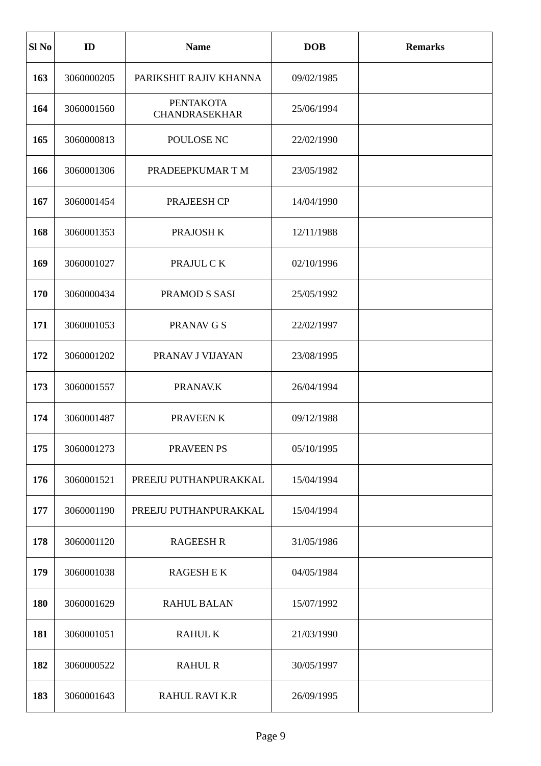| Sl No | ID | Name | DOB | Remarks |
|---|---|---|---|---|
| 163 | 3060000205 | PARIKSHIT RAJIV KHANNA | 09/02/1985 | |
| 164 | 3060001560 | PENTAKOTA CHANDRASEKHAR | 25/06/1994 | |
| 165 | 3060000813 | POULOSE NC | 22/02/1990 | |
| 166 | 3060001306 | PRADEEPKUMAR T M | 23/05/1982 | |
| 167 | 3060001454 | PRAJEESH CP | 14/04/1990 | |
| 168 | 3060001353 | PRAJOSH K | 12/11/1988 | |
| 169 | 3060001027 | PRAJUL C K | 02/10/1996 | |
| 170 | 3060000434 | PRAMOD S SASI | 25/05/1992 | |
| 171 | 3060001053 | PRANAV G S | 22/02/1997 | |
| 172 | 3060001202 | PRANAV J VIJAYAN | 23/08/1995 | |
| 173 | 3060001557 | PRANAV.K | 26/04/1994 | |
| 174 | 3060001487 | PRAVEEN K | 09/12/1988 | |
| 175 | 3060001273 | PRAVEEN PS | 05/10/1995 | |
| 176 | 3060001521 | PREEJU PUTHANPURAKKAL | 15/04/1994 | |
| 177 | 3060001190 | PREEJU PUTHANPURAKKAL | 15/04/1994 | |
| 178 | 3060001120 | RAGEESH R | 31/05/1986 | |
| 179 | 3060001038 | RAGESH E K | 04/05/1984 | |
| 180 | 3060001629 | RAHUL BALAN | 15/07/1992 | |
| 181 | 3060001051 | RAHUL K | 21/03/1990 | |
| 182 | 3060000522 | RAHUL R | 30/05/1997 | |
| 183 | 3060001643 | RAHUL RAVI K.R | 26/09/1995 | |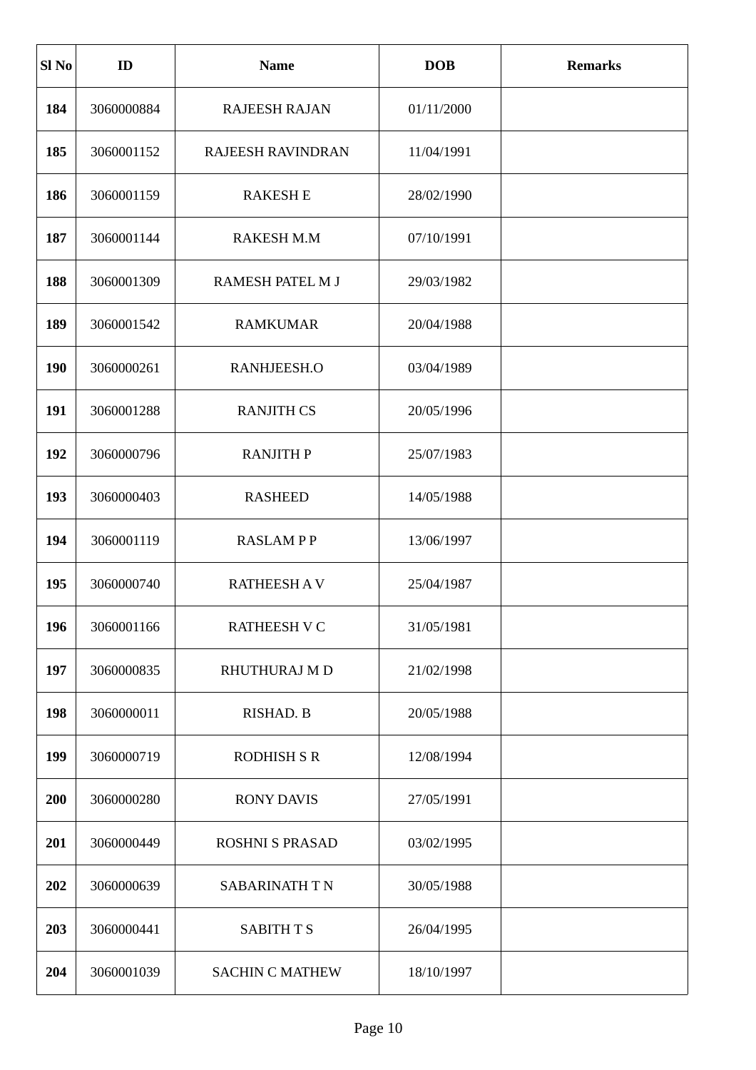| Sl No | ID | Name | DOB | Remarks |
|---|---|---|---|---|
| **184** | 3060000884 | RAJEESH RAJAN | 01/11/2000 | |
| **185** | 3060001152 | RAJEESH RAVINDRAN | 11/04/1991 | |
| **186** | 3060001159 | RAKESH E | 28/02/1990 | |
| **187** | 3060001144 | RAKESH M.M | 07/10/1991 | |
| **188** | 3060001309 | RAMESH PATEL M J | 29/03/1982 | |
| **189** | 3060001542 | RAMKUMAR | 20/04/1988 | |
| **190** | 3060000261 | RANHJEESH.O | 03/04/1989 | |
| **191** | 3060001288 | RANJITH CS | 20/05/1996 | |
| **192** | 3060000796 | RANJITH P | 25/07/1983 | |
| **193** | 3060000403 | RASHEED | 14/05/1988 | |
| **194** | 3060001119 | RASLAM P P | 13/06/1997 | |
| **195** | 3060000740 | RATHEESH A V | 25/04/1987 | |
| **196** | 3060001166 | RATHEESH V C | 31/05/1981 | |
| **197** | 3060000835 | RHUTHURAJ M D | 21/02/1998 | |
| **198** | 3060000011 | RISHAD. B | 20/05/1988 | |
| **199** | 3060000719 | RODHISH S R | 12/08/1994 | |
| **200** | 3060000280 | RONY DAVIS | 27/05/1991 | |
| **201** | 3060000449 | ROSHNI S PRASAD | 03/02/1995 | |
| **202** | 3060000639 | SABARINATH T N | 30/05/1988 | |
| **203** | 3060000441 | SABITH T S | 26/04/1995 | |
| **204** | 3060001039 | SACHIN C MATHEW | 18/10/1997 | |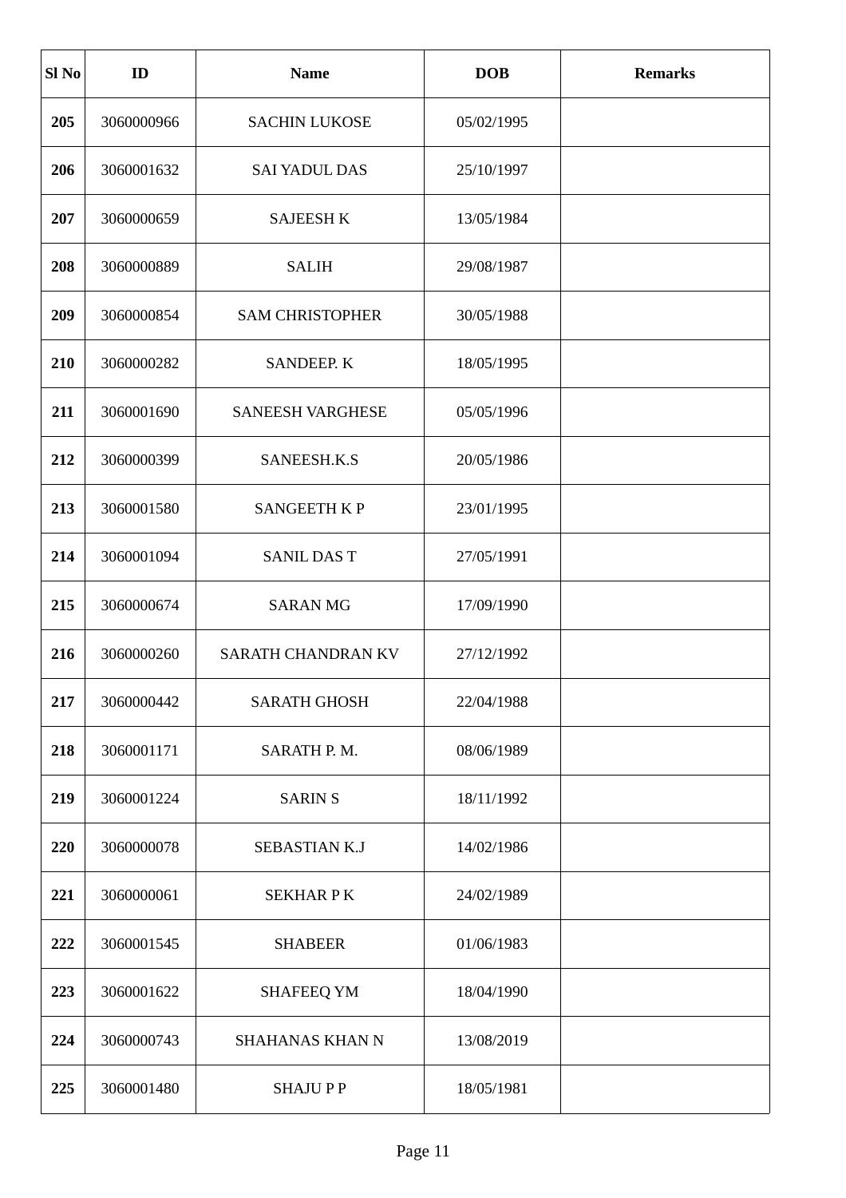| Sl No | ID | Name | DOB | Remarks |
|---|---|---|---|---|
| **205** | 3060000966 | SACHIN LUKOSE | 05/02/1995 | |
| **206** | 3060001632 | SAI YADUL DAS | 25/10/1997 | |
| **207** | 3060000659 | SAJEESH K | 13/05/1984 | |
| **208** | 3060000889 | SALIH | 29/08/1987 | |
| **209** | 3060000854 | SAM CHRISTOPHER | 30/05/1988 | |
| **210** | 3060000282 | SANDEEP. K | 18/05/1995 | |
| **211** | 3060001690 | SANEESH VARGHESE | 05/05/1996 | |
| **212** | 3060000399 | SANEESH.K.S | 20/05/1986 | |
| **213** | 3060001580 | SANGEETH K P | 23/01/1995 | |
| **214** | 3060001094 | SANIL DAS T | 27/05/1991 | |
| **215** | 3060000674 | SARAN MG | 17/09/1990 | |
| **216** | 3060000260 | SARATH CHANDRAN KV | 27/12/1992 | |
| **217** | 3060000442 | SARATH GHOSH | 22/04/1988 | |
| **218** | 3060001171 | SARATH P. M. | 08/06/1989 | |
| **219** | 3060001224 | SARIN S | 18/11/1992 | |
| **220** | 3060000078 | SEBASTIAN K.J | 14/02/1986 | |
| **221** | 3060000061 | SEKHAR P K | 24/02/1989 | |
| **222** | 3060001545 | SHABEER | 01/06/1983 | |
| **223** | 3060001622 | SHAFEEQ YM | 18/04/1990 | |
| **224** | 3060000743 | SHAHANAS KHAN N | 13/08/2019 | |
| **225** | 3060001480 | SHAJU P P | 18/05/1981 | |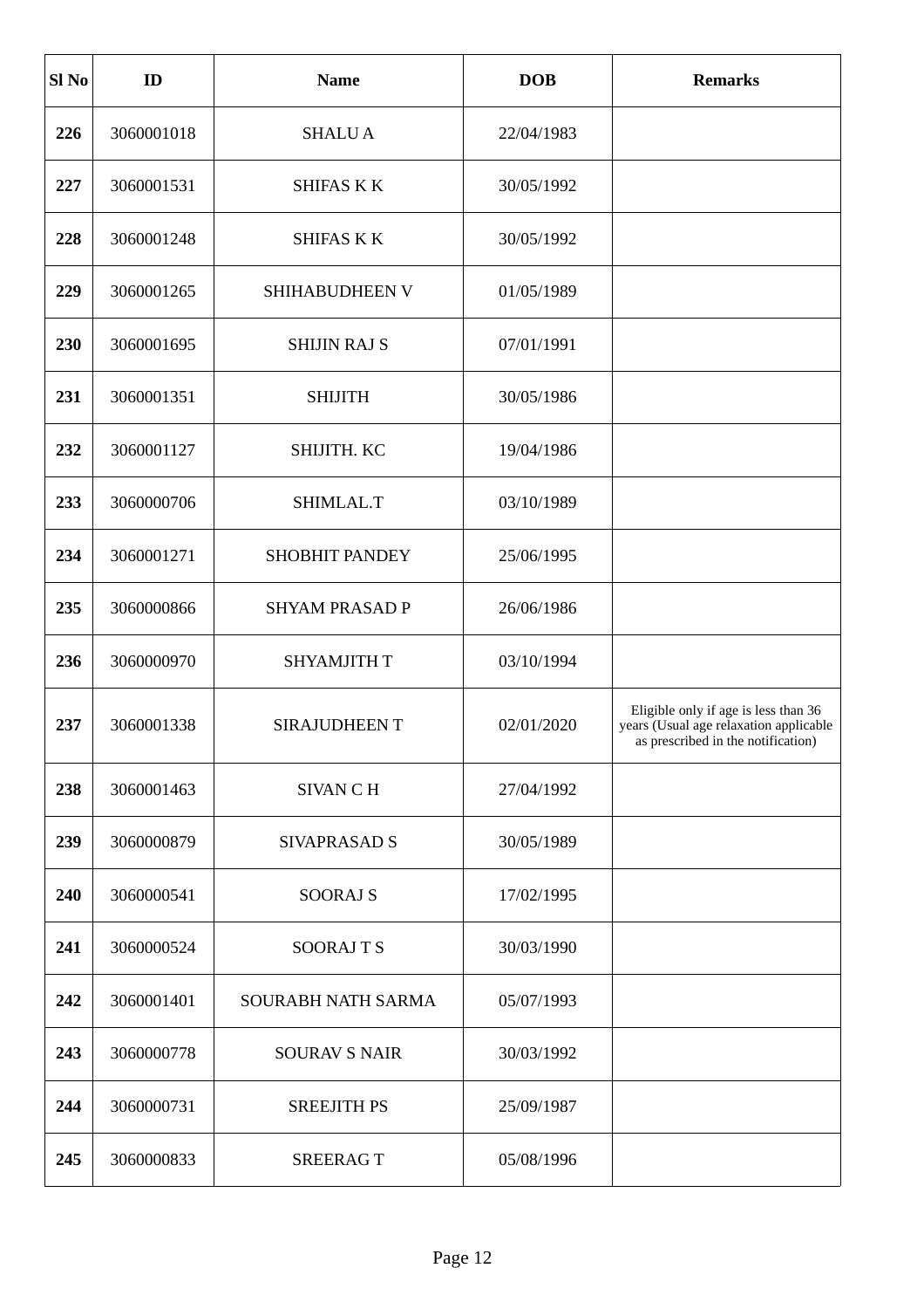| Sl No | ID | Name | DOB | Remarks |
|---|---|---|---|---|
| 226 | 3060001018 | SHALU A | 22/04/1983 | |
| 227 | 3060001531 | SHIFAS K K | 30/05/1992 | |
| 228 | 3060001248 | SHIFAS K K | 30/05/1992 | |
| 229 | 3060001265 | SHIHABUDHEEN V | 01/05/1989 | |
| 230 | 3060001695 | SHIJIN RAJ S | 07/01/1991 | |
| 231 | 3060001351 | SHIJITH | 30/05/1986 | |
| 232 | 3060001127 | SHIJITH. KC | 19/04/1986 | |
| 233 | 3060000706 | SHIMLAL.T | 03/10/1989 | |
| 234 | 3060001271 | SHOBHIT PANDEY | 25/06/1995 | |
| 235 | 3060000866 | SHYAM PRASAD P | 26/06/1986 | |
| 236 | 3060000970 | SHYAMJITH T | 03/10/1994 | |
| 237 | 3060001338 | SIRAJUDHEEN T | 02/01/2020 | Eligible only if age is less than 36 years (Usual age relaxation applicable as prescribed in the notification) |
| 238 | 3060001463 | SIVAN C H | 27/04/1992 | |
| 239 | 3060000879 | SIVAPRASAD S | 30/05/1989 | |
| 240 | 3060000541 | SOORAJ S | 17/02/1995 | |
| 241 | 3060000524 | SOORAJ T S | 30/03/1990 | |
| 242 | 3060001401 | SOURABH NATH SARMA | 05/07/1993 | |
| 243 | 3060000778 | SOURAV S NAIR | 30/03/1992 | |
| 244 | 3060000731 | SREEJITH PS | 25/09/1987 | |
| 245 | 3060000833 | SREERAG T | 05/08/1996 | |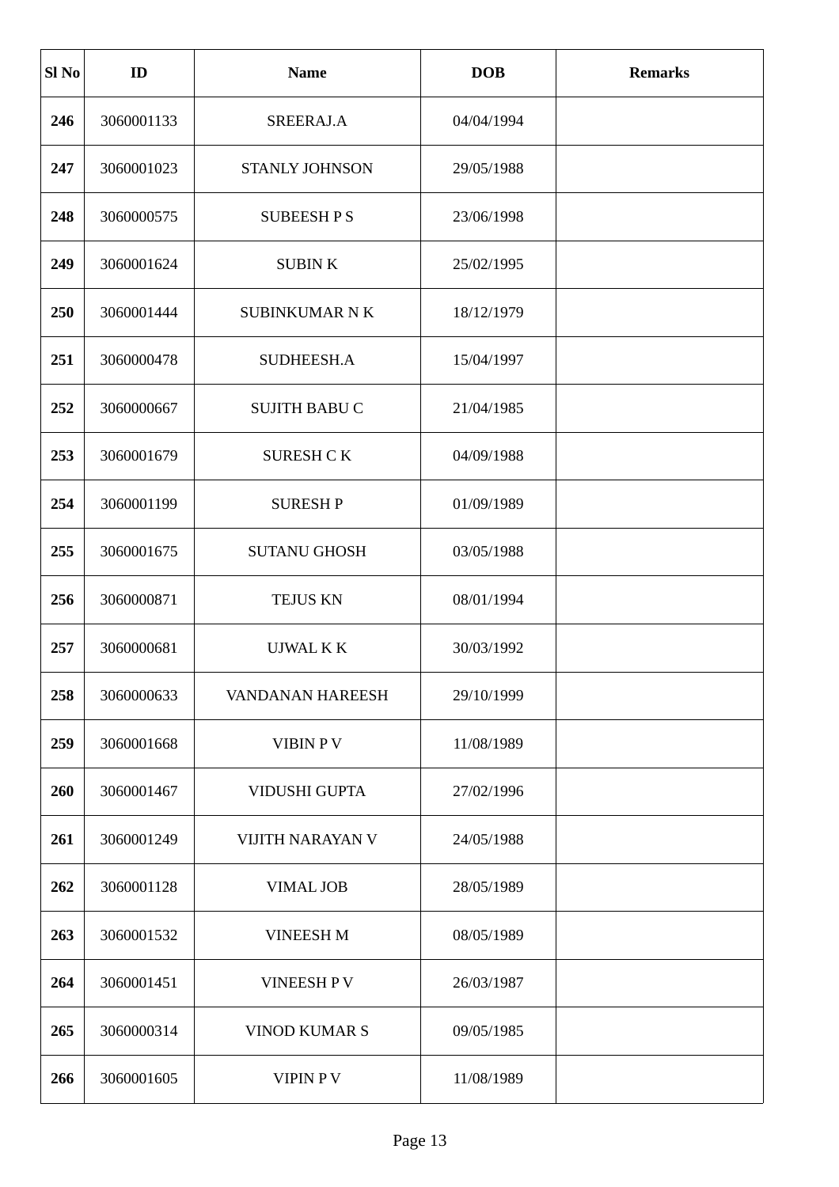| Sl No | ID | Name | DOB | Remarks |
|---|---|---|---|---|
| **246** | 3060001133 | SREERAJ.A | 04/04/1994 | |
| **247** | 3060001023 | STANLY JOHNSON | 29/05/1988 | |
| **248** | 3060000575 | SUBEESH P S | 23/06/1998 | |
| **249** | 3060001624 | SUBIN K | 25/02/1995 | |
| **250** | 3060001444 | SUBINKUMAR N K | 18/12/1979 | |
| **251** | 3060000478 | SUDHEESH.A | 15/04/1997 | |
| **252** | 3060000667 | SUJITH BABU C | 21/04/1985 | |
| **253** | 3060001679 | SURESH C K | 04/09/1988 | |
| **254** | 3060001199 | SURESH P | 01/09/1989 | |
| **255** | 3060001675 | SUTANU GHOSH | 03/05/1988 | |
| **256** | 3060000871 | TEJUS KN | 08/01/1994 | |
| **257** | 3060000681 | UJWAL K K | 30/03/1992 | |
| **258** | 3060000633 | VANDANAN HAREESH | 29/10/1999 | |
| **259** | 3060001668 | VIBIN P V | 11/08/1989 | |
| **260** | 3060001467 | VIDUSHI GUPTA | 27/02/1996 | |
| **261** | 3060001249 | VIJITH NARAYAN V | 24/05/1988 | |
| **262** | 3060001128 | VIMAL JOB | 28/05/1989 | |
| **263** | 3060001532 | VINEESH M | 08/05/1989 | |
| **264** | 3060001451 | VINEESH P V | 26/03/1987 | |
| **265** | 3060000314 | VINOD KUMAR S | 09/05/1985 | |
| **266** | 3060001605 | VIPIN P V | 11/08/1989 | |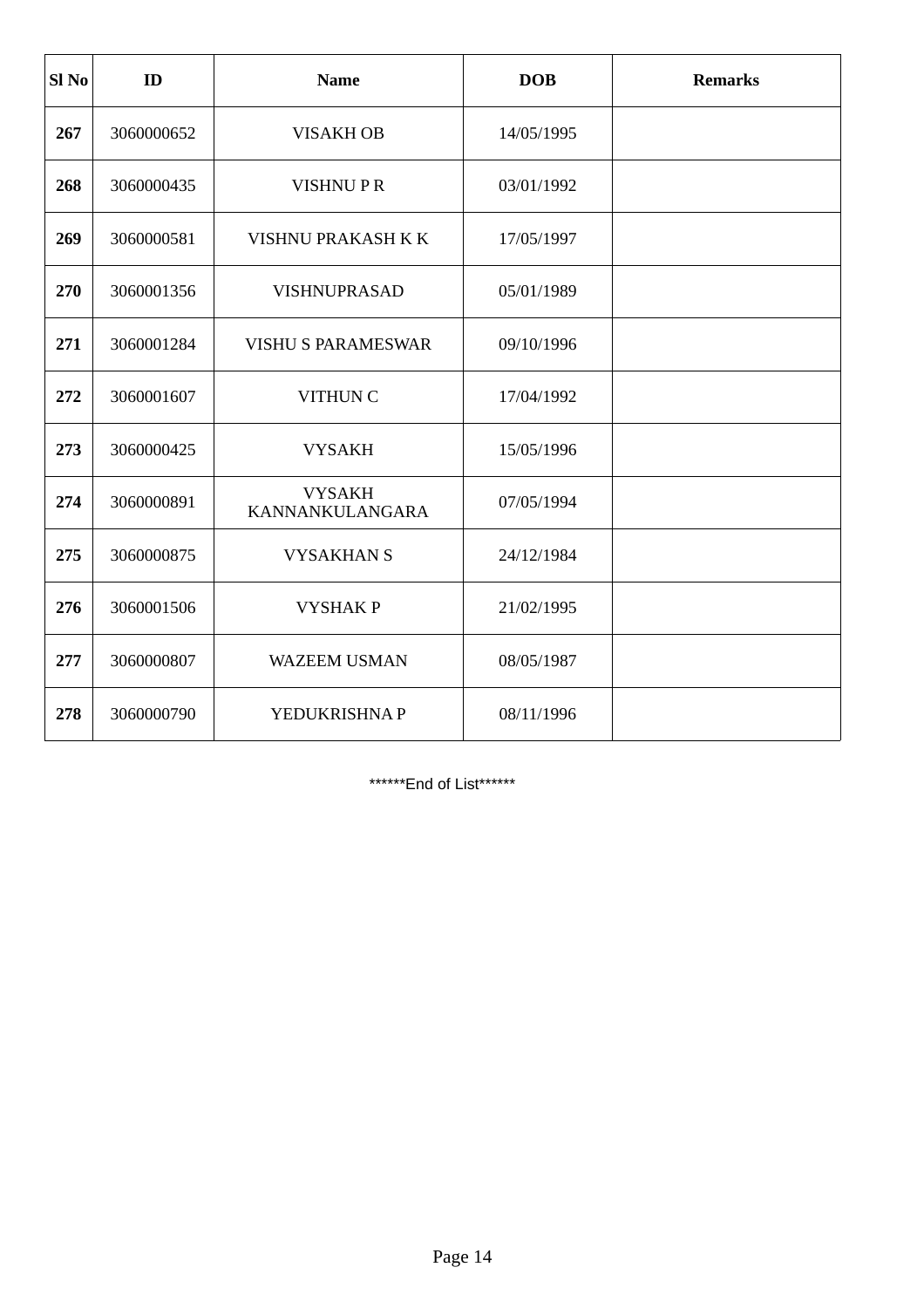| Sl No | ID | Name | DOB | Remarks |
|---|---|---|---|---|
| **267** | 3060000652 | VISAKH OB | 14/05/1995 | |
| **268** | 3060000435 | VISHNU P R | 03/01/1992 | |
| **269** | 3060000581 | VISHNU PRAKASH K K | 17/05/1997 | |
| **270** | 3060001356 | VISHNUPRASAD | 05/01/1989 | |
| **271** | 3060001284 | VISHU S PARAMESWAR | 09/10/1996 | |
| **272** | 3060001607 | VITHUN C | 17/04/1992 | |
| **273** | 3060000425 | VYSAKH | 15/05/1996 | |
| **274** | 3060000891 | VYSAKH KANNANKULANGARA | 07/05/1994 | |
| **275** | 3060000875 | VYSAKHAN S | 24/12/1984 | |
| **276** | 3060001506 | VYSHAK P | 21/02/1995 | |
| **277** | 3060000807 | WAZEEM USMAN | 08/05/1987 | |
| **278** | 3060000790 | YEDUKRISHNA P | 08/11/1996 | |

******End of List******